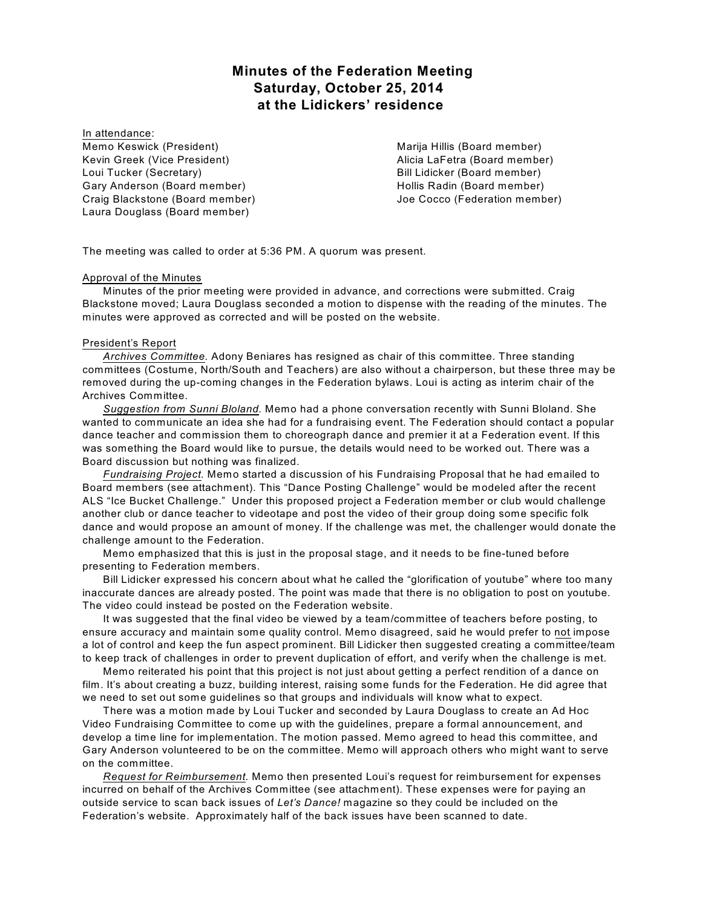# Minutes of the Federation Meeting
## Saturday, October 25, 2014
## at the Lidickers' residence

<u>In attendance</u>:

Memo Keswick (President)
Kevin Greek (Vice President)
Loui Tucker (Secretary)
Gary Anderson (Board member)
Craig Blackstone (Board member)
Laura Douglass (Board member)
Marija Hillis (Board member)
Alicia LaFetra (Board member)
Bill Lidicker (Board member)
Hollis Radin (Board member)
Joe Cocco (Federation member)

The meeting was called to order at 5:36 PM. A quorum was present.

<u>Approval of the Minutes</u>

Minutes of the prior meeting were provided in advance, and corrections were submitted. Craig Blackstone moved; Laura Douglass seconded a motion to dispense with the reading of the minutes. The minutes were approved as corrected and will be posted on the website.

<u>President's Report</u>

*<u>Archives Committee</u>.* Adony Beniares has resigned as chair of this committee. Three standing committees (Costume, North/South and Teachers) are also without a chairperson, but these three may be removed during the up-coming changes in the Federation bylaws. Loui is acting as interim chair of the Archives Committee.

*<u>Suggestion from Sunni Bloland</u>.* Memo had a phone conversation recently with Sunni Bloland. She wanted to communicate an idea she had for a fundraising event. The Federation should contact a popular dance teacher and commission them to choreograph dance and premier it at a Federation event. If this was something the Board would like to pursue, the details would need to be worked out. There was a Board discussion but nothing was finalized.

*<u>Fundraising Project</u>.* Memo started a discussion of his Fundraising Proposal that he had emailed to Board members (see attachment). This "Dance Posting Challenge" would be modeled after the recent ALS "Ice Bucket Challenge." Under this proposed project a Federation member or club would challenge another club or dance teacher to videotape and post the video of their group doing some specific folk dance and would propose an amount of money. If the challenge was met, the challenger would donate the challenge amount to the Federation.

Memo emphasized that this is just in the proposal stage, and it needs to be fine-tuned before presenting to Federation members.

Bill Lidicker expressed his concern about what he called the "glorification of youtube" where too many inaccurate dances are already posted. The point was made that there is no obligation to post on youtube. The video could instead be posted on the Federation website.

It was suggested that the final video be viewed by a team/committee of teachers before posting, to ensure accuracy and maintain some quality control. Memo disagreed, said he would prefer to <u>not</u> impose a lot of control and keep the fun aspect prominent. Bill Lidicker then suggested creating a committee/team to keep track of challenges in order to prevent duplication of effort, and verify when the challenge is met.

Memo reiterated his point that this project is not just about getting a perfect rendition of a dance on film. It's about creating a buzz, building interest, raising some funds for the Federation. He did agree that we need to set out some guidelines so that groups and individuals will know what to expect.

There was a motion made by Loui Tucker and seconded by Laura Douglass to create an Ad Hoc Video Fundraising Committee to come up with the guidelines, prepare a formal announcement, and develop a time line for implementation. The motion passed. Memo agreed to head this committee, and Gary Anderson volunteered to be on the committee. Memo will approach others who might want to serve on the committee.

*<u>Request for Reimbursement</u>.* Memo then presented Loui's request for reimbursement for expenses incurred on behalf of the Archives Committee (see attachment). These expenses were for paying an outside service to scan back issues of *Let's Dance!* magazine so they could be included on the Federation's website. Approximately half of the back issues have been scanned to date.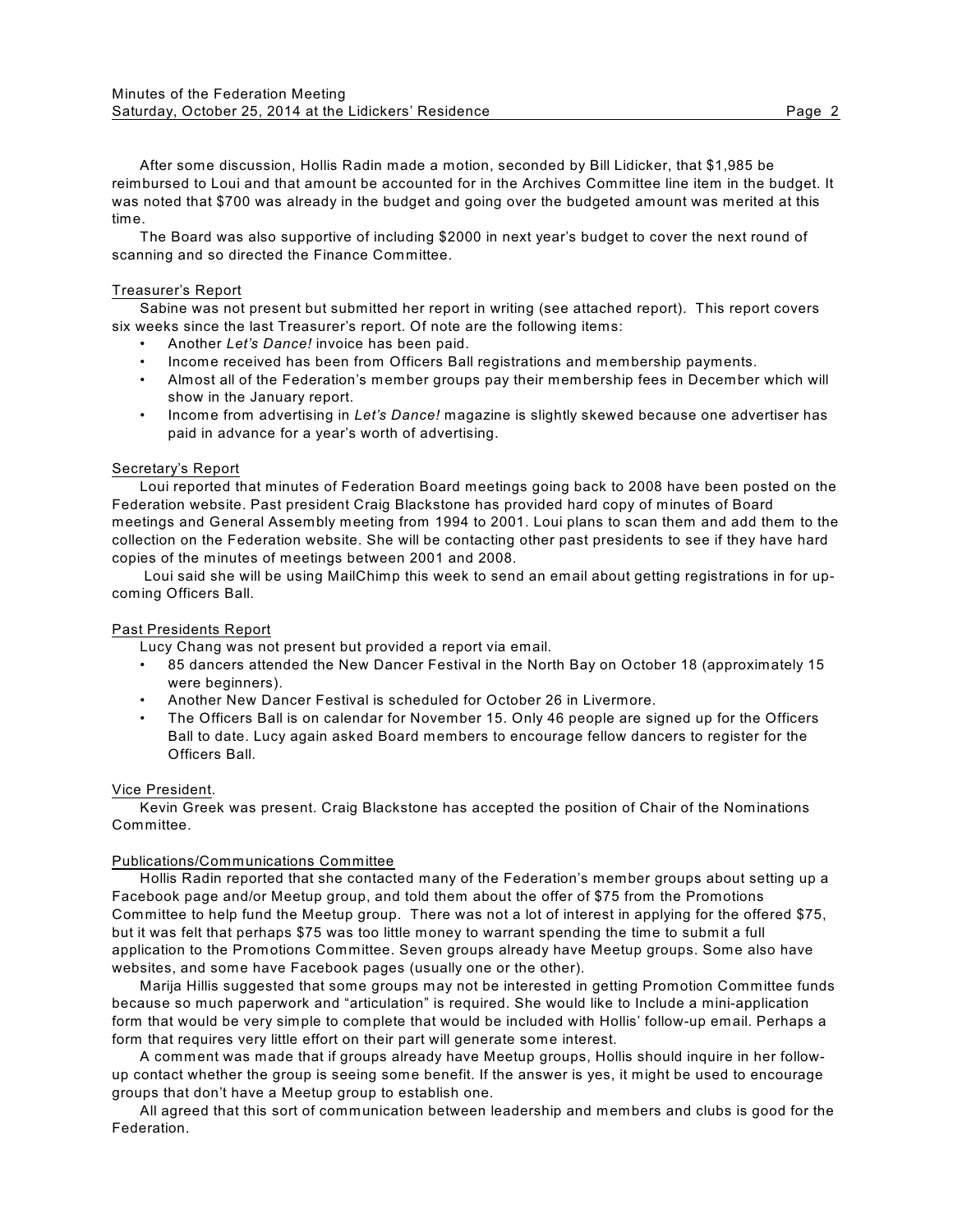After some discussion, Hollis Radin made a motion, seconded by Bill Lidicker, that $1,985 be reimbursed to Loui and that amount be accounted for in the Archives Committee line item in the budget. It was noted that $700 was already in the budget and going over the budgeted amount was merited at this time.

The Board was also supportive of including $2000 in next year's budget to cover the next round of scanning and so directed the Finance Committee.

## Treasurer's Report

Sabine was not present but submitted her report in writing (see attached report). This report covers six weeks since the last Treasurer's report. Of note are the following items:

- Another *Let's Dance!* invoice has been paid.
- Income received has been from Officers Ball registrations and membership payments.
- Almost all of the Federation's member groups pay their membership fees in December which will show in the January report.
- Income from advertising in *Let's Dance!* magazine is slightly skewed because one advertiser has paid in advance for a year's worth of advertising.

## Secretary's Report

Loui reported that minutes of Federation Board meetings going back to 2008 have been posted on the Federation website. Past president Craig Blackstone has provided hard copy of minutes of Board meetings and General Assembly meeting from 1994 to 2001. Loui plans to scan them and add them to the collection on the Federation website. She will be contacting other past presidents to see if they have hard copies of the minutes of meetings between 2001 and 2008.

Loui said she will be using MailChimp this week to send an email about getting registrations in for up-coming Officers Ball.

## Past Presidents Report

Lucy Chang was not present but provided a report via email.

- 85 dancers attended the New Dancer Festival in the North Bay on October 18 (approximately 15 were beginners).
- Another New Dancer Festival is scheduled for October 26 in Livermore.
- The Officers Ball is on calendar for November 15. Only 46 people are signed up for the Officers Ball to date. Lucy again asked Board members to encourage fellow dancers to register for the Officers Ball.

## Vice President.

Kevin Greek was present. Craig Blackstone has accepted the position of Chair of the Nominations Committee.

## Publications/Communications Committee

Hollis Radin reported that she contacted many of the Federation's member groups about setting up a Facebook page and/or Meetup group, and told them about the offer of $75 from the Promotions Committee to help fund the Meetup group. There was not a lot of interest in applying for the offered $75, but it was felt that perhaps $75 was too little money to warrant spending the time to submit a full application to the Promotions Committee. Seven groups already have Meetup groups. Some also have websites, and some have Facebook pages (usually one or the other).

Marija Hillis suggested that some groups may not be interested in getting Promotion Committee funds because so much paperwork and "articulation" is required. She would like to Include a mini-application form that would be very simple to complete that would be included with Hollis' follow-up email. Perhaps a form that requires very little effort on their part will generate some interest.

A comment was made that if groups already have Meetup groups, Hollis should inquire in her follow-up contact whether the group is seeing some benefit. If the answer is yes, it might be used to encourage groups that don't have a Meetup group to establish one.

All agreed that this sort of communication between leadership and members and clubs is good for the Federation.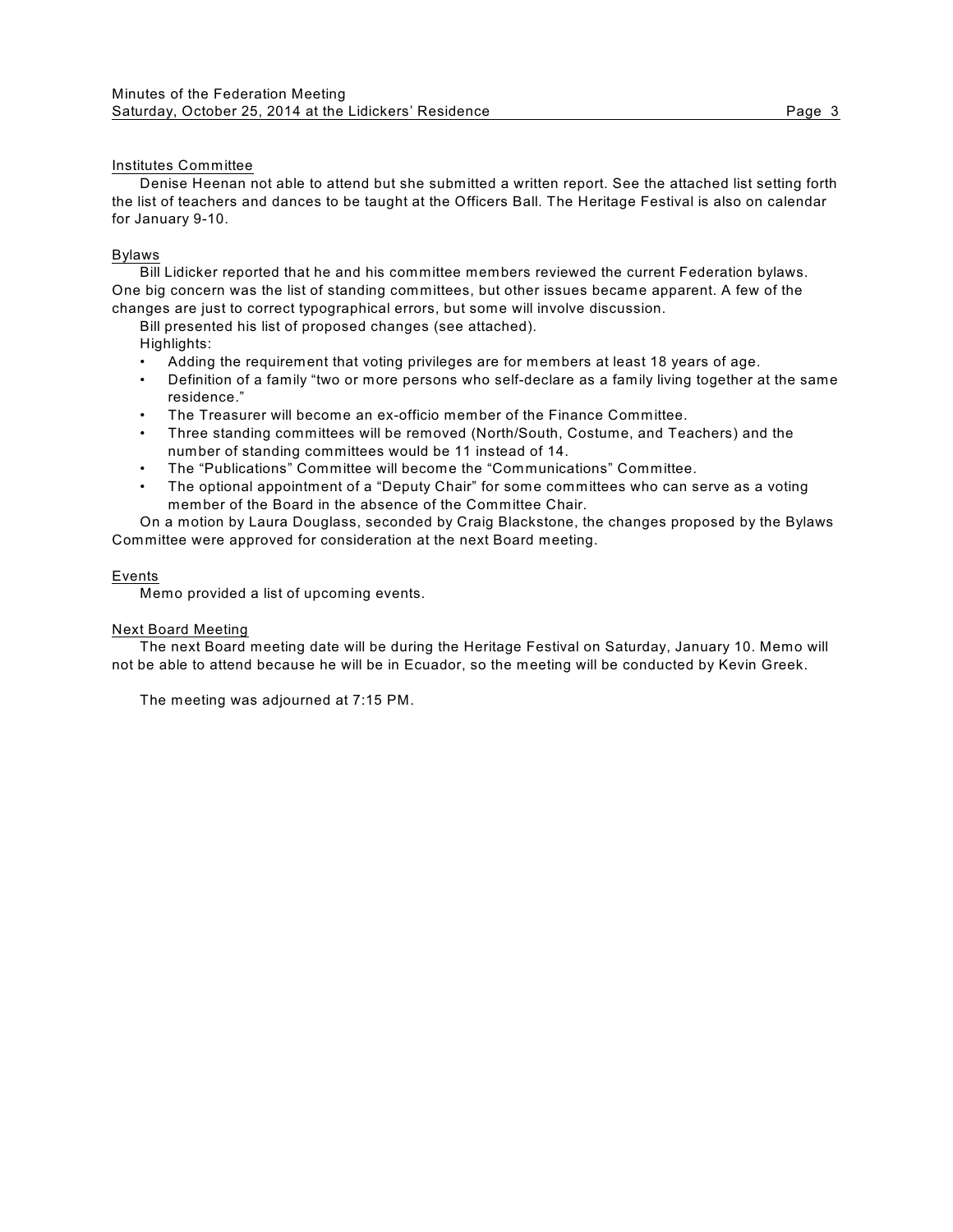Institutes Committee

Denise Heenan not able to attend but she submitted a written report. See the attached list setting forth the list of teachers and dances to be taught at the Officers Ball. The Heritage Festival is also on calendar for January 9-10.

Bylaws

Bill Lidicker reported that he and his committee members reviewed the current Federation bylaws. One big concern was the list of standing committees, but other issues became apparent. A few of the changes are just to correct typographical errors, but some will involve discussion.

Bill presented his list of proposed changes (see attached).

Highlights:

- Adding the requirement that voting privileges are for members at least 18 years of age.
- Definition of a family "two or more persons who self-declare as a family living together at the same residence."
- The Treasurer will become an ex-officio member of the Finance Committee.
- Three standing committees will be removed (North/South, Costume, and Teachers) and the number of standing committees would be 11 instead of 14.
- The "Publications" Committee will become the "Communications" Committee.
- The optional appointment of a "Deputy Chair" for some committees who can serve as a voting member of the Board in the absence of the Committee Chair.

On a motion by Laura Douglass, seconded by Craig Blackstone, the changes proposed by the Bylaws Committee were approved for consideration at the next Board meeting.

Events

Memo provided a list of upcoming events.

Next Board Meeting

The next Board meeting date will be during the Heritage Festival on Saturday, January 10. Memo will not be able to attend because he will be in Ecuador, so the meeting will be conducted by Kevin Greek.

The meeting was adjourned at 7:15 PM.